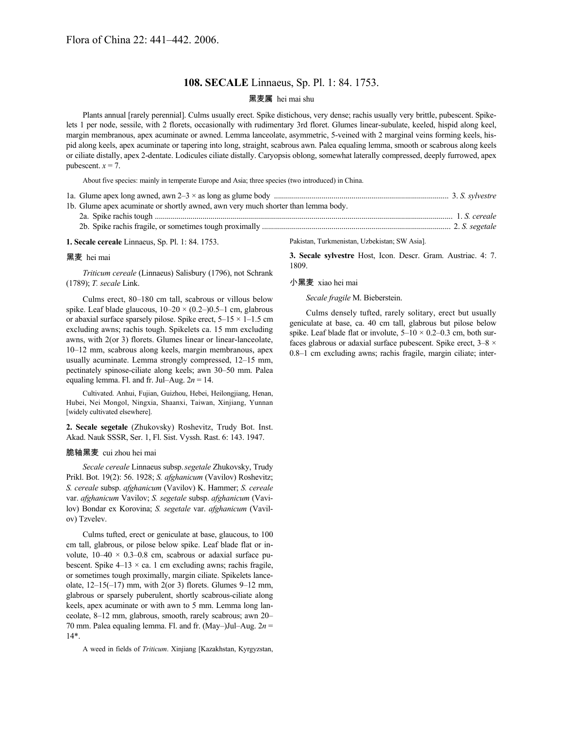Flora of China 22: 441–442. 2006.

# 108. SECALE Linnaeus, Sp. Pl. 1: 84. 1753.

黑麦属 hei mai shu

Plants annual [rarely perennial]. Culms usually erect. Spike distichous, very dense; rachis usually very brittle, pubescent. Spikelets 1 per node, sessile, with 2 florets, occasionally with rudimentary 3rd floret. Glumes linear-subulate, keeled, hispid along keel, margin membranous, apex acuminate or awned. Lemma lanceolate, asymmetric, 5-veined with 2 marginal veins forming keels, hispid along keels, apex acuminate or tapering into long, straight, scabrous awn. Palea equaling lemma, smooth or scabrous along keels or ciliate distally, apex 2-dentate. Lodicules ciliate distally. Caryopsis oblong, somewhat laterally compressed, deeply furrowed, apex pubescent. *x* = 7.

About five species: mainly in temperate Europe and Asia; three species (two introduced) in China.

1a. Glume apex long awned, awn 2–3 × as long as glume body ........ 3. *S. sylvestre*
1b. Glume apex acuminate or shortly awned, awn very much shorter than lemma body.
  2a. Spike rachis tough ........ 1. *S. cereale*
  2b. Spike rachis fragile, or sometimes tough proximally ........ 2. *S. segetale*

**1. Secale cereale** Linnaeus, Sp. Pl. 1: 84. 1753.

黑麦 hei mai

*Triticum cereale* (Linnaeus) Salisbury (1796), not Schrank (1789); *T. secale* Link.

Culms erect, 80–180 cm tall, scabrous or villous below spike. Leaf blade glaucous, 10–20 × (0.2–)0.5–1 cm, glabrous or abaxial surface sparsely pilose. Spike erect, 5–15 × 1–1.5 cm excluding awns; rachis tough. Spikelets ca. 15 mm excluding awns, with 2(or 3) florets. Glumes linear or linear-lanceolate, 10–12 mm, scabrous along keels, margin membranous, apex usually acuminate. Lemma strongly compressed, 12–15 mm, pectinately spinose-ciliate along keels; awn 30–50 mm. Palea equaling lemma. Fl. and fr. Jul–Aug. 2*n* = 14.

Cultivated. Anhui, Fujian, Guizhou, Hebei, Heilongjiang, Henan, Hubei, Nei Mongol, Ningxia, Shaanxi, Taiwan, Xinjiang, Yunnan [widely cultivated elsewhere].

**2. Secale segetale** (Zhukovsky) Roshevitz, Trudy Bot. Inst. Akad. Nauk SSSR, Ser. 1, Fl. Sist. Vyssh. Rast. 6: 143. 1947.

脆轴黑麦 cui zhou hei mai

*Secale cereale* Linnaeus subsp. *segetale* Zhukovsky, Trudy Prikl. Bot. 19(2): 56. 1928; *S. afghanicum* (Vavilov) Roshevitz; *S. cereale* subsp. *afghanicum* (Vavilov) K. Hammer; *S. cereale* var. *afghanicum* Vavilov; *S. segetale* subsp. *afghanicum* (Vavilov) Bondar ex Korovina; *S. segetale* var. *afghanicum* (Vavilov) Tzvelev.

Culms tufted, erect or geniculate at base, glaucous, to 100 cm tall, glabrous, or pilose below spike. Leaf blade flat or involute, 10–40 × 0.3–0.8 cm, scabrous or adaxial surface pubescent. Spike 4–13 × ca. 1 cm excluding awns; rachis fragile, or sometimes tough proximally, margin ciliate. Spikelets lanceolate, 12–15(–17) mm, with 2(or 3) florets. Glumes 9–12 mm, glabrous or sparsely puberulent, shortly scabrous-ciliate along keels, apex acuminate or with awn to 5 mm. Lemma long lanceolate, 8–12 mm, glabrous, smooth, rarely scabrous; awn 20–70 mm. Palea equaling lemma. Fl. and fr. (May–)Jul–Aug. 2*n* = 14*.

A weed in fields of *Triticum*. Xinjiang [Kazakhstan, Kyrgyzstan, Pakistan, Turkmenistan, Uzbekistan; SW Asia].

**3. Secale sylvestre** Host, Icon. Descr. Gram. Austriac. 4: 7. 1809.

小黑麦 xiao hei mai

*Secale fragile* M. Bieberstein.

Culms densely tufted, rarely solitary, erect but usually geniculate at base, ca. 40 cm tall, glabrous but pilose below spike. Leaf blade flat or involute, 5–10 × 0.2–0.3 cm, both surfaces glabrous or adaxial surface pubescent. Spike erect, 3–8 × 0.8–1 cm excluding awns; rachis fragile, margin ciliate; inter-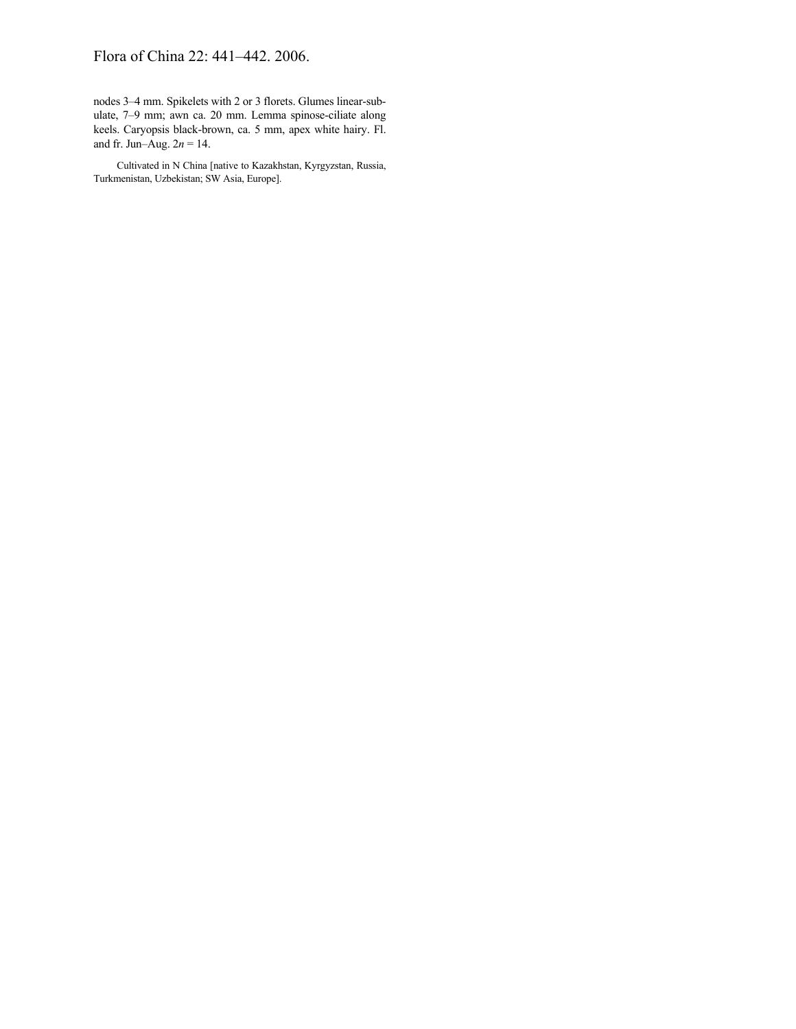nodes 3–4 mm. Spikelets with 2 or 3 florets. Glumes linear-subulate, 7–9 mm; awn ca. 20 mm. Lemma spinose-ciliate along keels. Caryopsis black-brown, ca. 5 mm, apex white hairy. Fl. and fr. Jun–Aug. $2n = 14$.

Cultivated in N China [native to Kazakhstan, Kyrgyzstan, Russia, Turkmenistan, Uzbekistan; SW Asia, Europe].